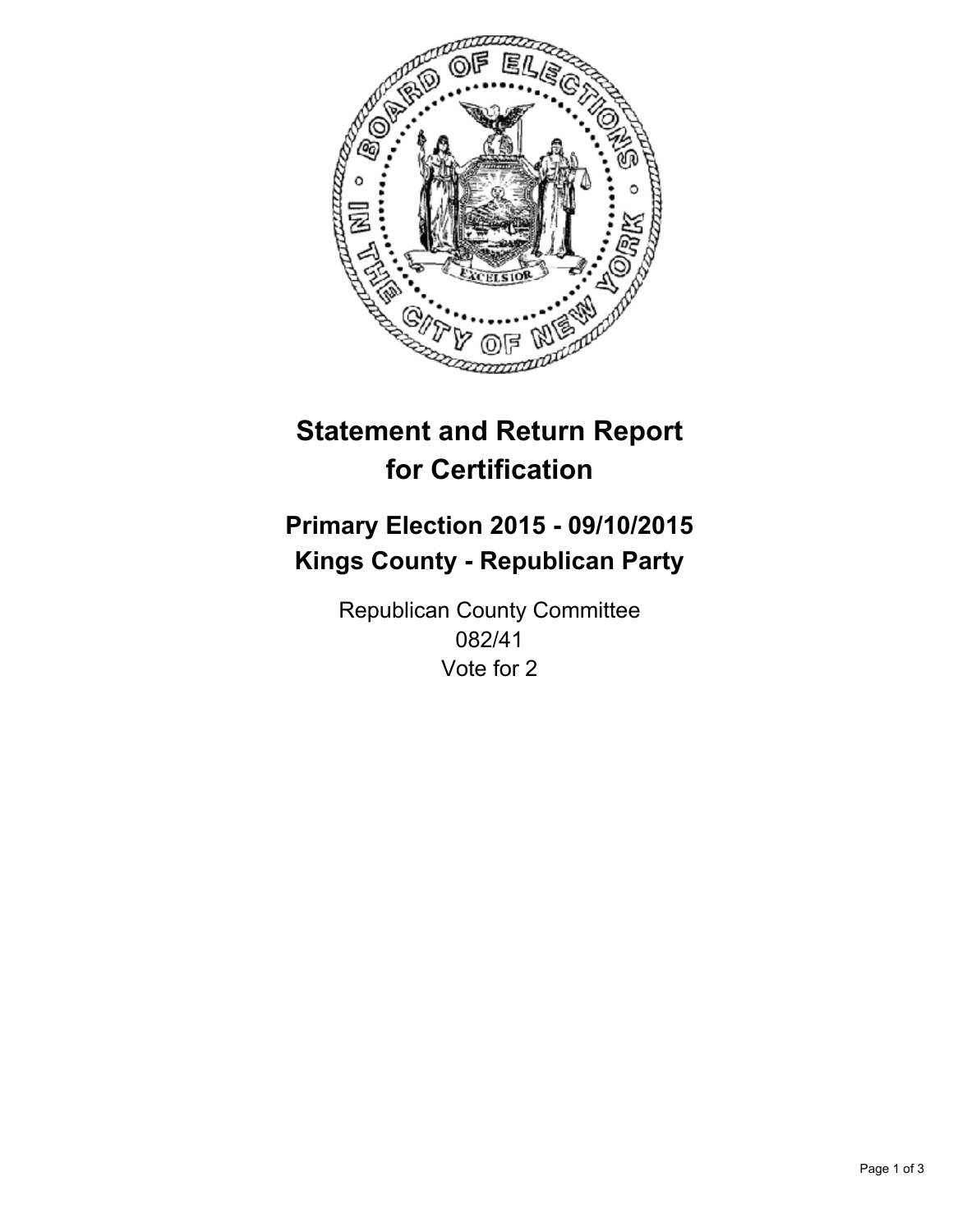# Statement and Return Report for Certification

## Primary Election 2015 - 09/10/2015
## Kings County - Republican Party

Republican County Committee
082/41
Vote for 2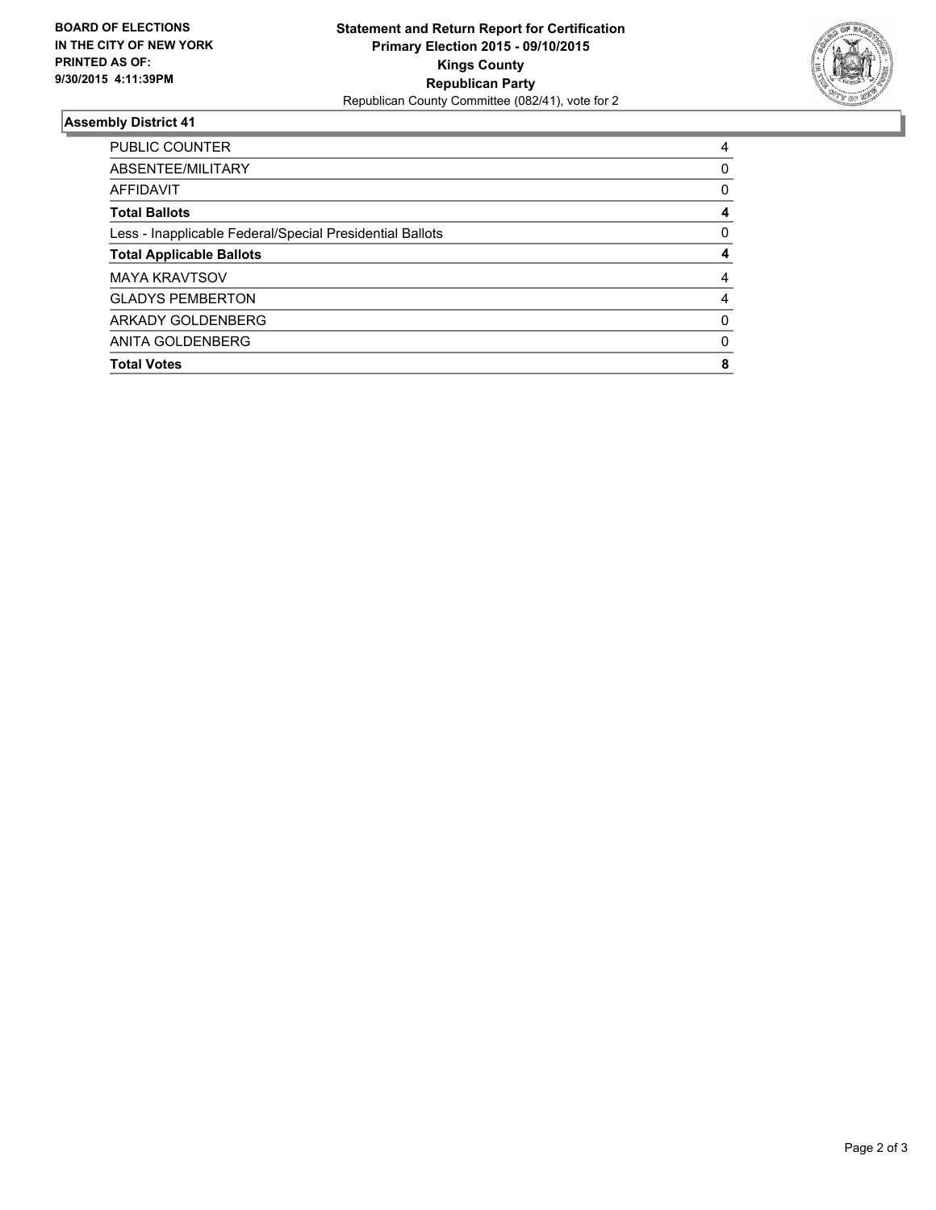**BOARD OF ELECTIONS IN THE CITY OF NEW YORK PRINTED AS OF: 9/30/2015 4:11:39PM**

**Statement and Return Report for Certification**
**Primary Election 2015 - 09/10/2015**
**Kings County**
**Republican Party**
Republican County Committee (082/41), vote for 2

### Assembly District 41

| | |
|---|---|
| PUBLIC COUNTER | 4 |
| ABSENTEE/MILITARY | 0 |
| AFFIDAVIT | 0 |
| **Total Ballots** | **4** |
| Less - Inapplicable Federal/Special Presidential Ballots | 0 |
| **Total Applicable Ballots** | **4** |
| MAYA KRAVTSOV | 4 |
| GLADYS PEMBERTON | 4 |
| ARKADY GOLDENBERG | 0 |
| ANITA GOLDENBERG | 0 |
| **Total Votes** | **8** |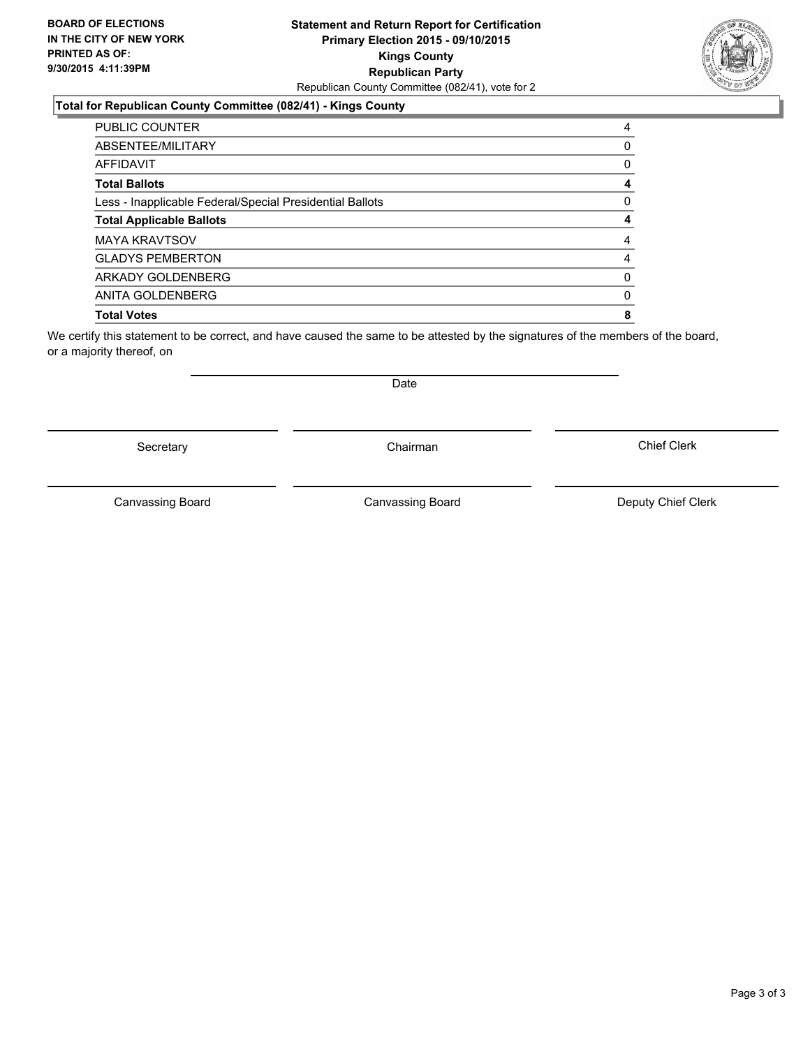**BOARD OF ELECTIONS**
**IN THE CITY OF NEW YORK**
**PRINTED AS OF:**
**9/30/2015 4:11:39PM**

**Statement and Return Report for Certification**
**Primary Election 2015 - 09/10/2015**
**Kings County**
**Republican Party**
Republican County Committee (082/41), vote for 2

### Total for Republican County Committee (082/41) - Kings County

| | |
|---|---|
| PUBLIC COUNTER | 4 |
| ABSENTEE/MILITARY | 0 |
| AFFIDAVIT | 0 |
| **Total Ballots** | **4** |
| Less - Inapplicable Federal/Special Presidential Ballots | 0 |
| **Total Applicable Ballots** | **4** |
| MAYA KRAVTSOV | 4 |
| GLADYS PEMBERTON | 4 |
| ARKADY GOLDENBERG | 0 |
| ANITA GOLDENBERG | 0 |
| **Total Votes** | **8** |

We certify this statement to be correct, and have caused the same to be attested by the signatures of the members of the board, or a majority thereof, on

Date

Secretary | Chairman | Chief Clerk

Canvassing Board | Canvassing Board | Deputy Chief Clerk